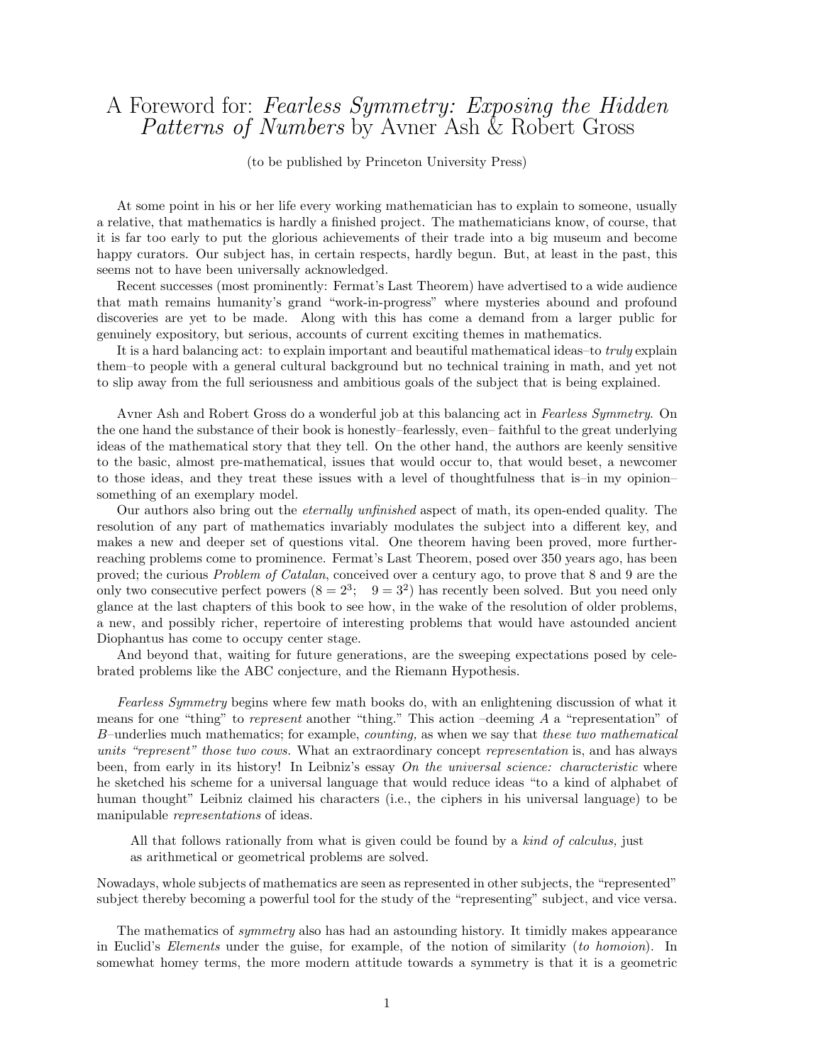# A Foreword for: *Fearless Symmetry: Exposing the Hidden Patterns of Numbers* by Avner Ash & Robert Gross

(to be published by Princeton University Press)

At some point in his or her life every working mathematician has to explain to someone, usually a relative, that mathematics is hardly a finished project. The mathematicians know, of course, that it is far too early to put the glorious achievements of their trade into a big museum and become happy curators. Our subject has, in certain respects, hardly begun. But, at least in the past, this seems not to have been universally acknowledged.

Recent successes (most prominently: Fermat's Last Theorem) have advertised to a wide audience that math remains humanity's grand "work-in-progress" where mysteries abound and profound discoveries are yet to be made. Along with this has come a demand from a larger public for genuinely expository, but serious, accounts of current exciting themes in mathematics.

It is a hard balancing act: to explain important and beautiful mathematical ideas–to *truly* explain them–to people with a general cultural background but no technical training in math, and yet not to slip away from the full seriousness and ambitious goals of the subject that is being explained.

Avner Ash and Robert Gross do a wonderful job at this balancing act in *Fearless Symmetry*. On the one hand the substance of their book is honestly–fearlessly, even– faithful to the great underlying ideas of the mathematical story that they tell. On the other hand, the authors are keenly sensitive to the basic, almost pre-mathematical, issues that would occur to, that would beset, a newcomer to those ideas, and they treat these issues with a level of thoughtfulness that is–in my opinion– something of an exemplary model.

Our authors also bring out the *eternally unfinished* aspect of math, its open-ended quality. The resolution of any part of mathematics invariably modulates the subject into a different key, and makes a new and deeper set of questions vital. One theorem having been proved, more further-reaching problems come to prominence. Fermat's Last Theorem, posed over 350 years ago, has been proved; the curious *Problem of Catalan*, conceived over a century ago, to prove that 8 and 9 are the only two consecutive perfect powers ($8 = 2^3$; $9 = 3^2$) has recently been solved. But you need only glance at the last chapters of this book to see how, in the wake of the resolution of older problems, a new, and possibly richer, repertoire of interesting problems that would have astounded ancient Diophantus has come to occupy center stage.

And beyond that, waiting for future generations, are the sweeping expectations posed by celebrated problems like the ABC conjecture, and the Riemann Hypothesis.

*Fearless Symmetry* begins where few math books do, with an enlightening discussion of what it means for one "thing" to *represent* another "thing." This action –deeming $A$ a "representation" of $B$–underlies much mathematics; for example, *counting,* as when we say that *these two mathematical units "represent" those two cows.* What an extraordinary concept *representation* is, and has always been, from early in its history! In Leibniz's essay *On the universal science: characteristic* where he sketched his scheme for a universal language that would reduce ideas "to a kind of alphabet of human thought" Leibniz claimed his characters (i.e., the ciphers in his universal language) to be manipulable *representations* of ideas.

> All that follows rationally from what is given could be found by a *kind of calculus,* just as arithmetical or geometrical problems are solved.

Nowadays, whole subjects of mathematics are seen as represented in other subjects, the "represented" subject thereby becoming a powerful tool for the study of the "representing" subject, and vice versa.

The mathematics of *symmetry* also has had an astounding history. It timidly makes appearance in Euclid's *Elements* under the guise, for example, of the notion of similarity (*to homoion*). In somewhat homey terms, the more modern attitude towards a symmetry is that it is a geometric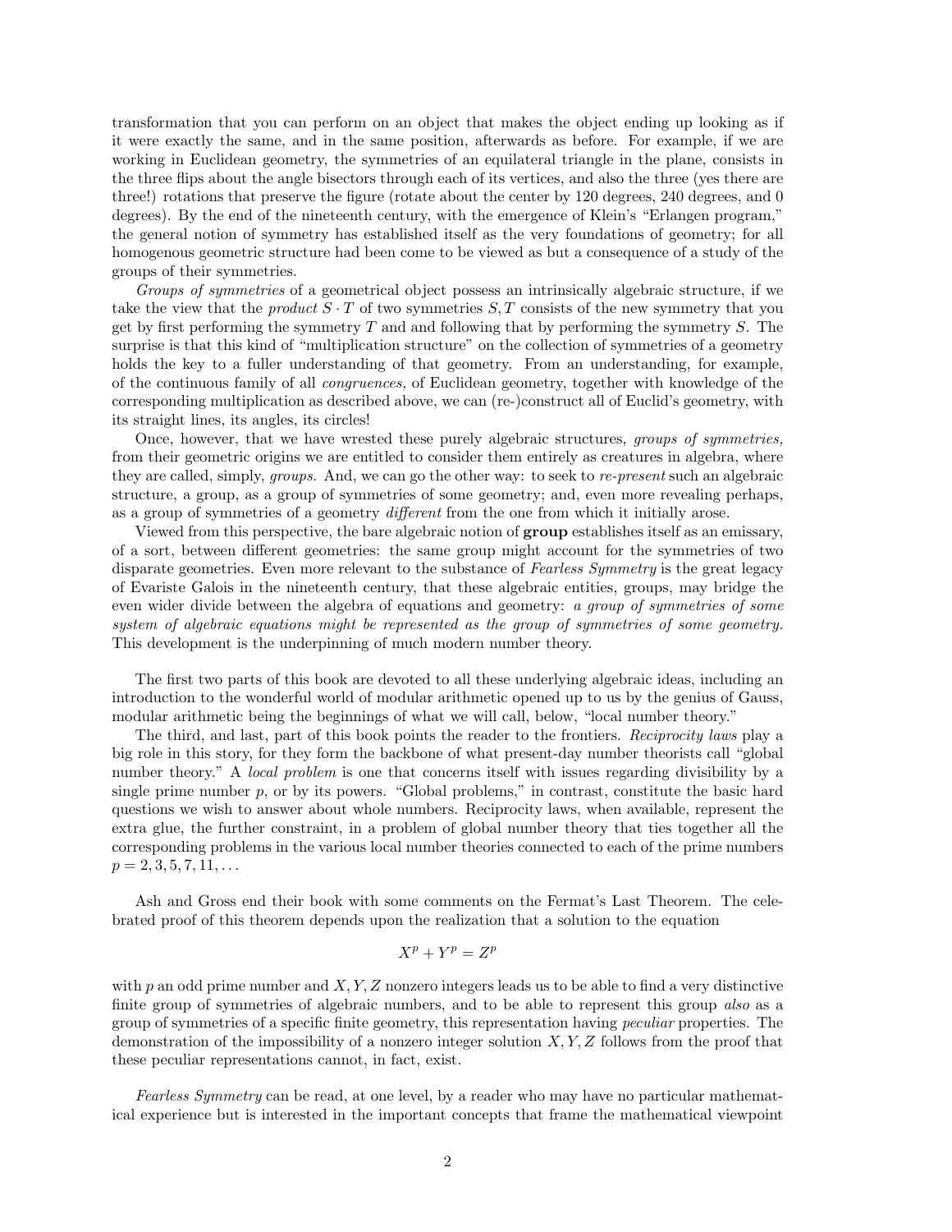transformation that you can perform on an object that makes the object ending up looking as if it were exactly the same, and in the same position, afterwards as before. For example, if we are working in Euclidean geometry, the symmetries of an equilateral triangle in the plane, consists in the three flips about the angle bisectors through each of its vertices, and also the three (yes there are three!) rotations that preserve the figure (rotate about the center by 120 degrees, 240 degrees, and 0 degrees). By the end of the nineteenth century, with the emergence of Klein's "Erlangen program," the general notion of symmetry has established itself as the very foundations of geometry; for all homogenous geometric structure had been come to be viewed as but a consequence of a study of the groups of their symmetries.

*Groups of symmetries* of a geometrical object possess an intrinsically algebraic structure, if we take the view that the *product* $S \cdot T$ of two symmetries $S, T$ consists of the new symmetry that you get by first performing the symmetry $T$ and and following that by performing the symmetry $S$. The surprise is that this kind of "multiplication structure" on the collection of symmetries of a geometry holds the key to a fuller understanding of that geometry. From an understanding, for example, of the continuous family of all *congruences,* of Euclidean geometry, together with knowledge of the corresponding multiplication as described above, we can (re-)construct all of Euclid's geometry, with its straight lines, its angles, its circles!

Once, however, that we have wrested these purely algebraic structures, *groups of symmetries,* from their geometric origins we are entitled to consider them entirely as creatures in algebra, where they are called, simply, *groups.* And, we can go the other way: to seek to *re-present* such an algebraic structure, a group, as a group of symmetries of some geometry; and, even more revealing perhaps, as a group of symmetries of a geometry *different* from the one from which it initially arose.

Viewed from this perspective, the bare algebraic notion of **group** establishes itself as an emissary, of a sort, between different geometries: the same group might account for the symmetries of two disparate geometries. Even more relevant to the substance of *Fearless Symmetry* is the great legacy of Evariste Galois in the nineteenth century, that these algebraic entities, groups, may bridge the even wider divide between the algebra of equations and geometry: *a group of symmetries of some system of algebraic equations might be represented as the group of symmetries of some geometry.* This development is the underpinning of much modern number theory.

The first two parts of this book are devoted to all these underlying algebraic ideas, including an introduction to the wonderful world of modular arithmetic opened up to us by the genius of Gauss, modular arithmetic being the beginnings of what we will call, below, "local number theory."

The third, and last, part of this book points the reader to the frontiers. *Reciprocity laws* play a big role in this story, for they form the backbone of what present-day number theorists call "global number theory." A *local problem* is one that concerns itself with issues regarding divisibility by a single prime number $p$, or by its powers. "Global problems," in contrast, constitute the basic hard questions we wish to answer about whole numbers. Reciprocity laws, when available, represent the extra glue, the further constraint, in a problem of global number theory that ties together all the corresponding problems in the various local number theories connected to each of the prime numbers $p = 2, 3, 5, 7, 11, \ldots$

Ash and Gross end their book with some comments on the Fermat's Last Theorem. The celebrated proof of this theorem depends upon the realization that a solution to the equation

$$X^p + Y^p = Z^p$$

with $p$ an odd prime number and $X, Y, Z$ nonzero integers leads us to be able to find a very distinctive finite group of symmetries of algebraic numbers, and to be able to represent this group *also* as a group of symmetries of a specific finite geometry, this representation having *peculiar* properties. The demonstration of the impossibility of a nonzero integer solution $X, Y, Z$ follows from the proof that these peculiar representations cannot, in fact, exist.

*Fearless Symmetry* can be read, at one level, by a reader who may have no particular mathematical experience but is interested in the important concepts that frame the mathematical viewpoint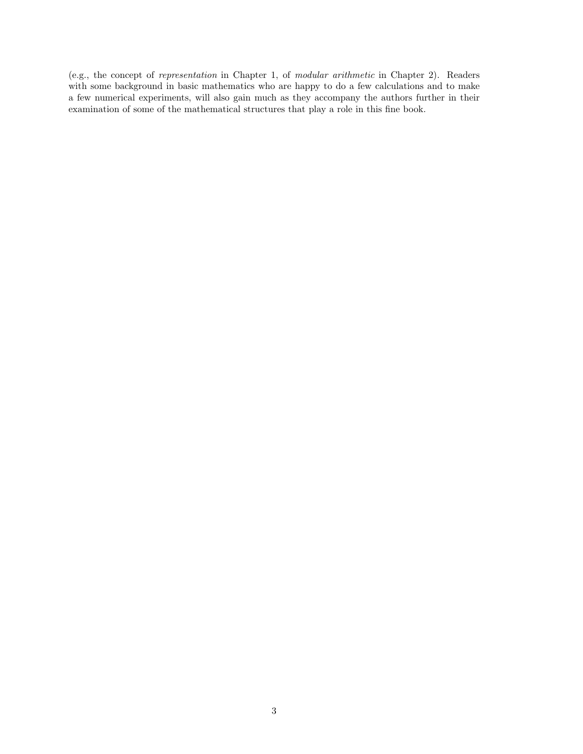(e.g., the concept of *representation* in Chapter 1, of *modular arithmetic* in Chapter 2). Readers with some background in basic mathematics who are happy to do a few calculations and to make a few numerical experiments, will also gain much as they accompany the authors further in their examination of some of the mathematical structures that play a role in this fine book.